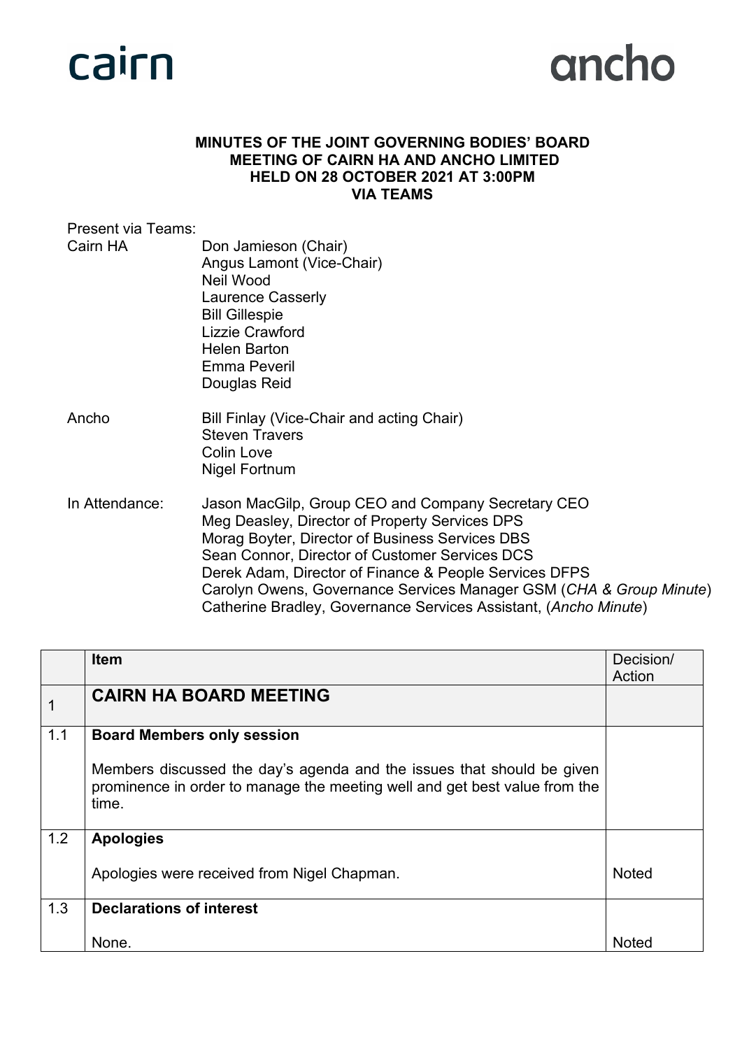cairn ancho

**MINUTES OF THE JOINT GOVERNING BODIES' BOARD MEETING OF CAIRN HA AND ANCHO LIMITED HELD ON 28 OCTOBER 2021 AT 3:00PM VIA TEAMS**

Present via Teams:

| | |
|---|---|
| Cairn HA | Don Jamieson (Chair)<br>Angus Lamont (Vice-Chair)<br>Neil Wood<br>Laurence Casserly<br>Bill Gillespie<br>Lizzie Crawford<br>Helen Barton<br>Emma Peveril<br>Douglas Reid |
| Ancho | Bill Finlay (Vice-Chair and acting Chair)<br>Steven Travers<br>Colin Love<br>Nigel Fortnum |
| In Attendance: | Jason MacGilp, Group CEO and Company Secretary CEO<br>Meg Deasley, Director of Property Services DPS<br>Morag Boyter, Director of Business Services DBS<br>Sean Connor, Director of Customer Services DCS<br>Derek Adam, Director of Finance & People Services DFPS<br>Carolyn Owens, Governance Services Manager GSM (*CHA & Group Minute*)<br>Catherine Bradley, Governance Services Assistant, (*Ancho Minute*) |

| | Item | Decision/ Action |
|---|---|---|
| 1 | **CAIRN HA BOARD MEETING** | |
| 1.1 | **Board Members only session**<br><br>Members discussed the day's agenda and the issues that should be given prominence in order to manage the meeting well and get best value from the time. | |
| 1.2 | **Apologies**<br><br>Apologies were received from Nigel Chapman. | Noted |
| 1.3 | **Declarations of interest**<br><br>None. | Noted |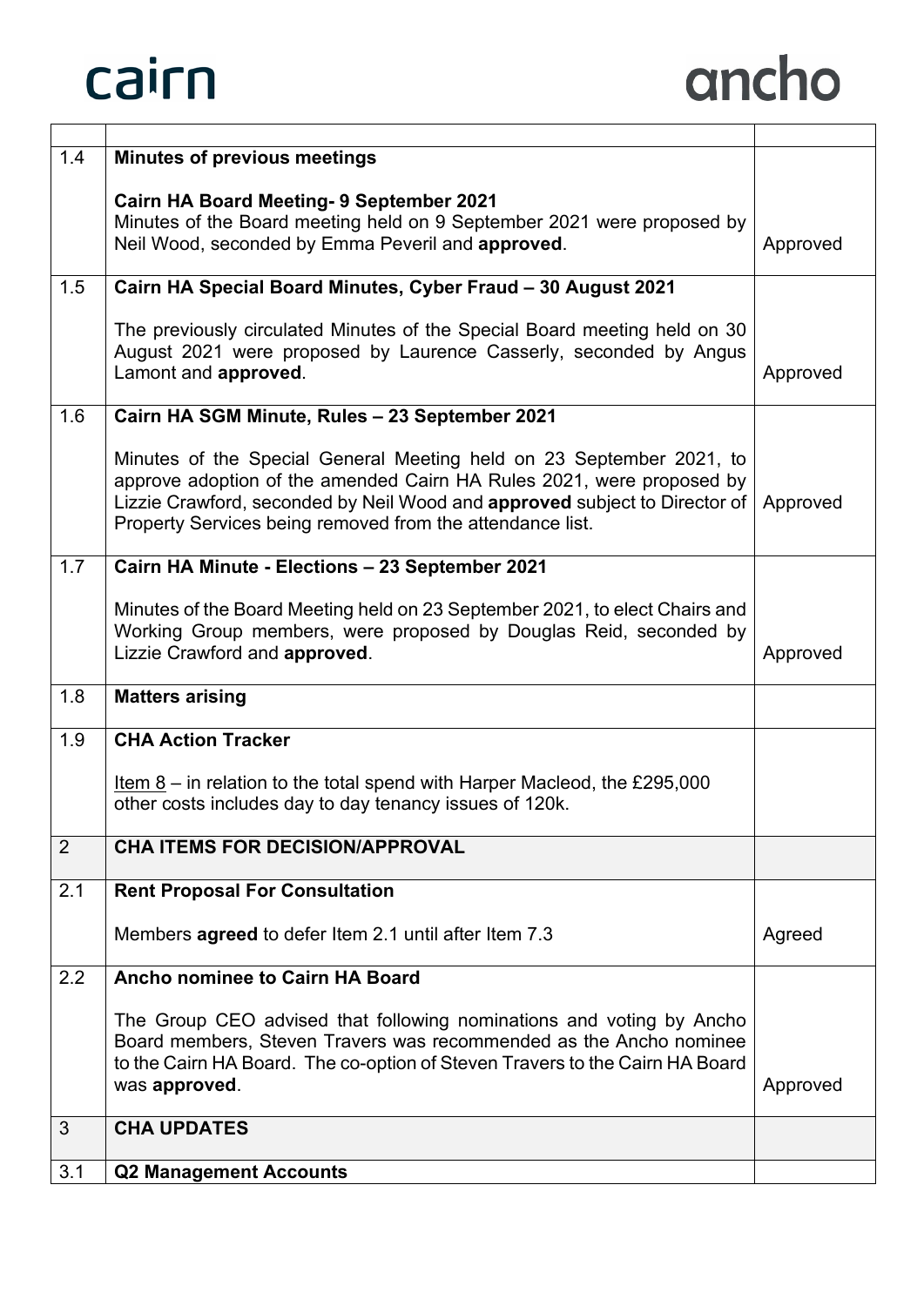| | | |
|---|---|---|
| 1.4 | **Minutes of previous meetings**<br><br>**Cairn HA Board Meeting- 9 September 2021**<br>Minutes of the Board meeting held on 9 September 2021 were proposed by Neil Wood, seconded by Emma Peveril and **approved**. | Approved |
| 1.5 | **Cairn HA Special Board Minutes, Cyber Fraud – 30 August 2021**<br><br>The previously circulated Minutes of the Special Board meeting held on 30 August 2021 were proposed by Laurence Casserly, seconded by Angus Lamont and **approved**. | Approved |
| 1.6 | **Cairn HA SGM Minute, Rules – 23 September 2021**<br><br>Minutes of the Special General Meeting held on 23 September 2021, to approve adoption of the amended Cairn HA Rules 2021, were proposed by Lizzie Crawford, seconded by Neil Wood and **approved** subject to Director of Property Services being removed from the attendance list. | Approved |
| 1.7 | **Cairn HA Minute - Elections – 23 September 2021**<br><br>Minutes of the Board Meeting held on 23 September 2021, to elect Chairs and Working Group members, were proposed by Douglas Reid, seconded by Lizzie Crawford and **approved**. | Approved |
| 1.8 | **Matters arising** | |
| 1.9 | **CHA Action Tracker**<br><br>Item 8 – in relation to the total spend with Harper Macleod, the £295,000 other costs includes day to day tenancy issues of 120k. | |
| 2 | **CHA ITEMS FOR DECISION/APPROVAL** | |
| 2.1 | **Rent Proposal For Consultation**<br><br>Members **agreed** to defer Item 2.1 until after Item 7.3 | Agreed |
| 2.2 | **Ancho nominee to Cairn HA Board**<br><br>The Group CEO advised that following nominations and voting by Ancho Board members, Steven Travers was recommended as the Ancho nominee to the Cairn HA Board. The co-option of Steven Travers to the Cairn HA Board was **approved**. | Approved |
| 3 | **CHA UPDATES** | |
| 3.1 | **Q2 Management Accounts** | |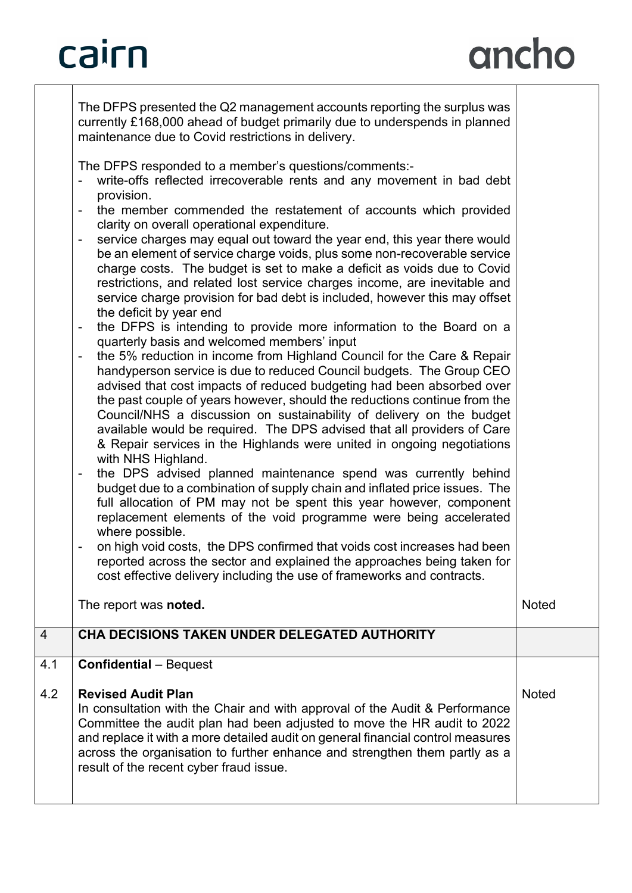| | | |
|---|---|---|
| | The DFPS presented the Q2 management accounts reporting the surplus was currently £168,000 ahead of budget primarily due to underspends in planned maintenance due to Covid restrictions in delivery.<br><br>The DFPS responded to a member's questions/comments:-<br>- write-offs reflected irrecoverable rents and any movement in bad debt provision.<br>- the member commended the restatement of accounts which provided clarity on overall operational expenditure.<br>- service charges may equal out toward the year end, this year there would be an element of service charge voids, plus some non-recoverable service charge costs. The budget is set to make a deficit as voids due to Covid restrictions, and related lost service charges income, are inevitable and service charge provision for bad debt is included, however this may offset the deficit by year end<br>- the DFPS is intending to provide more information to the Board on a quarterly basis and welcomed members' input<br>- the 5% reduction in income from Highland Council for the Care & Repair handyperson service is due to reduced Council budgets. The Group CEO advised that cost impacts of reduced budgeting had been absorbed over the past couple of years however, should the reductions continue from the Council/NHS a discussion on sustainability of delivery on the budget available would be required. The DPS advised that all providers of Care & Repair services in the Highlands were united in ongoing negotiations with NHS Highland.<br>- the DPS advised planned maintenance spend was currently behind budget due to a combination of supply chain and inflated price issues. The full allocation of PM may not be spent this year however, component replacement elements of the void programme were being accelerated where possible.<br>- on high void costs, the DPS confirmed that voids cost increases had been reported across the sector and explained the approaches being taken for cost effective delivery including the use of frameworks and contracts.<br><br>The report was **noted.** | Noted |
| 4 | **CHA DECISIONS TAKEN UNDER DELEGATED AUTHORITY** | |
| 4.1<br><br>4.2 | **Confidential** – Bequest<br><br>**Revised Audit Plan**<br>In consultation with the Chair and with approval of the Audit & Performance Committee the audit plan had been adjusted to move the HR audit to 2022 and replace it with a more detailed audit on general financial control measures across the organisation to further enhance and strengthen them partly as a result of the recent cyber fraud issue. | Noted |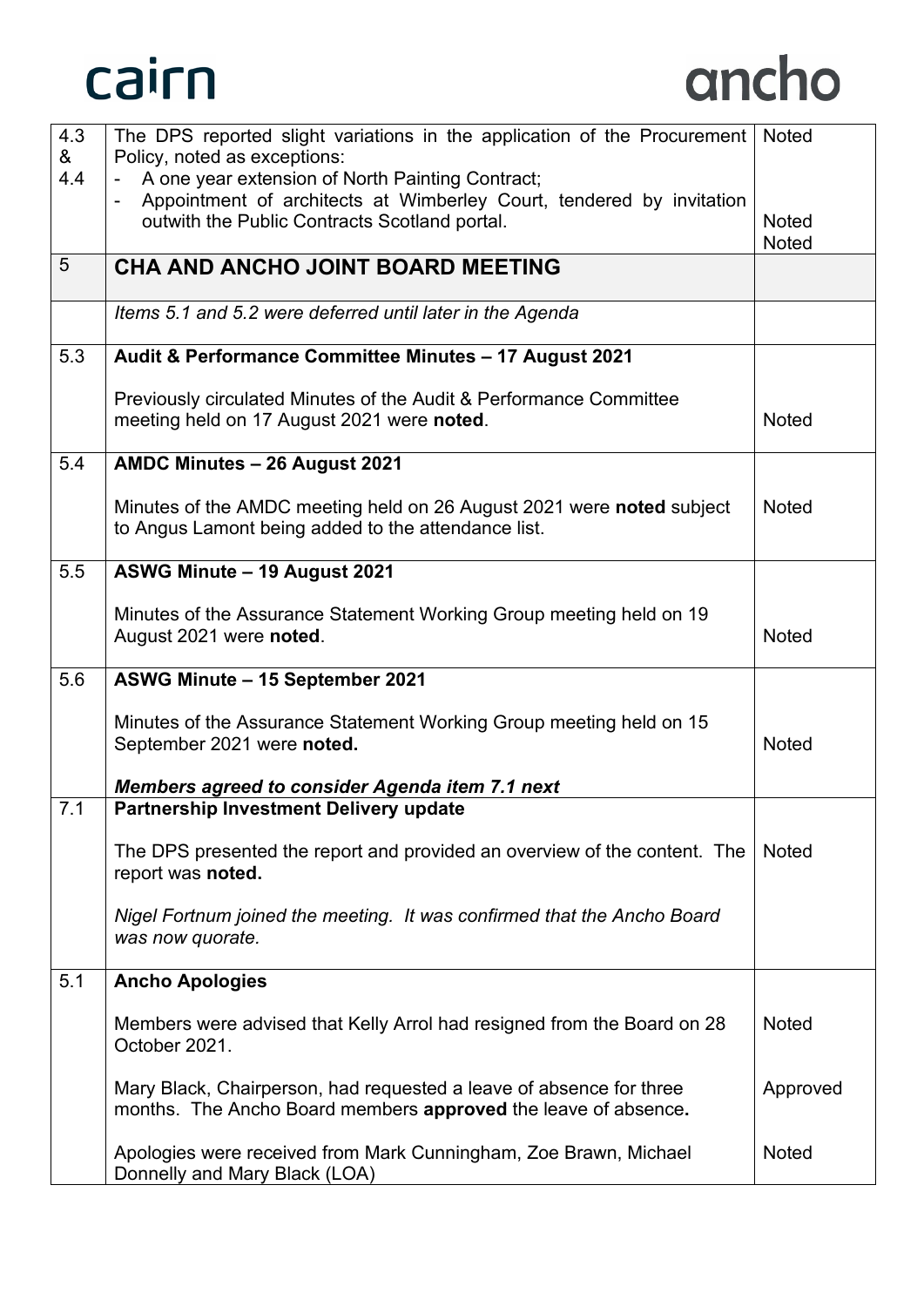| | | |
|---|---|---|
| 4.3 & 4.4 | The DPS reported slight variations in the application of the Procurement Policy, noted as exceptions:<br>- A one year extension of North Painting Contract;<br>- Appointment of architects at Wimberley Court, tendered by invitation outwith the Public Contracts Scotland portal. | Noted<br><br>Noted<br>Noted |
| 5 | **CHA AND ANCHO JOINT BOARD MEETING** | |
| | *Items 5.1 and 5.2 were deferred until later in the Agenda* | |
| 5.3 | **Audit & Performance Committee Minutes – 17 August 2021**<br><br>Previously circulated Minutes of the Audit & Performance Committee meeting held on 17 August 2021 were **noted**. | Noted |
| 5.4 | **AMDC Minutes – 26 August 2021**<br><br>Minutes of the AMDC meeting held on 26 August 2021 were **noted** subject to Angus Lamont being added to the attendance list. | Noted |
| 5.5 | **ASWG Minute – 19 August 2021**<br><br>Minutes of the Assurance Statement Working Group meeting held on 19 August 2021 were **noted**. | Noted |
| 5.6 | **ASWG Minute – 15 September 2021**<br><br>Minutes of the Assurance Statement Working Group meeting held on 15 September 2021 were **noted.**<br><br>***Members agreed to consider Agenda item 7.1 next*** | Noted |
| 7.1 | **Partnership Investment Delivery update**<br><br>The DPS presented the report and provided an overview of the content. The report was **noted.**<br><br>*Nigel Fortnum joined the meeting. It was confirmed that the Ancho Board was now quorate.* | Noted |
| 5.1 | **Ancho Apologies**<br><br>Members were advised that Kelly Arrol had resigned from the Board on 28 October 2021.<br><br>Mary Black, Chairperson, had requested a leave of absence for three months. The Ancho Board members **approved** the leave of absence**.**<br><br>Apologies were received from Mark Cunningham, Zoe Brawn, Michael Donnelly and Mary Black (LOA) | Noted<br><br>Approved<br><br>Noted |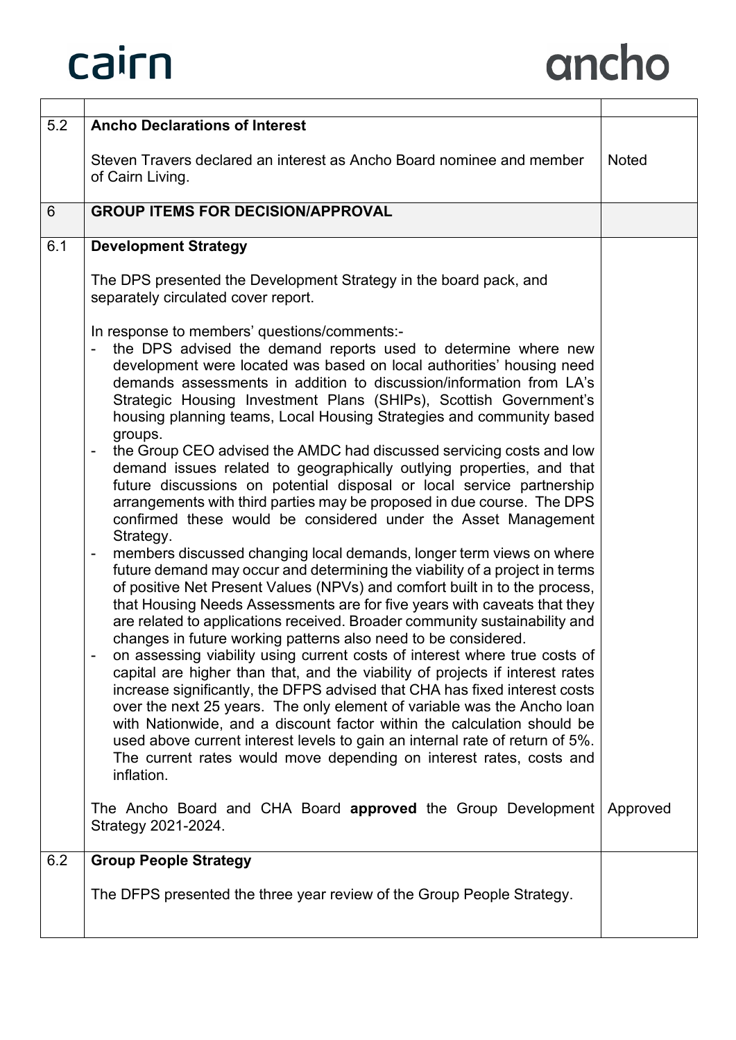| | | |
|---|---|---|
| 5.2 | **Ancho Declarations of Interest**<br><br>Steven Travers declared an interest as Ancho Board nominee and member of Cairn Living. | Noted |
| 6 | **GROUP ITEMS FOR DECISION/APPROVAL** | |
| 6.1 | **Development Strategy**<br><br>The DPS presented the Development Strategy in the board pack, and separately circulated cover report.<br><br>In response to members' questions/comments:-<br>- the DPS advised the demand reports used to determine where new development were located was based on local authorities' housing need demands assessments in addition to discussion/information from LA's Strategic Housing Investment Plans (SHIPs), Scottish Government's housing planning teams, Local Housing Strategies and community based groups.<br>- the Group CEO advised the AMDC had discussed servicing costs and low demand issues related to geographically outlying properties, and that future discussions on potential disposal or local service partnership arrangements with third parties may be proposed in due course. The DPS confirmed these would be considered under the Asset Management Strategy.<br>- members discussed changing local demands, longer term views on where future demand may occur and determining the viability of a project in terms of positive Net Present Values (NPVs) and comfort built in to the process, that Housing Needs Assessments are for five years with caveats that they are related to applications received. Broader community sustainability and changes in future working patterns also need to be considered.<br>- on assessing viability using current costs of interest where true costs of capital are higher than that, and the viability of projects if interest rates increase significantly, the DFPS advised that CHA has fixed interest costs over the next 25 years. The only element of variable was the Ancho loan with Nationwide, and a discount factor within the calculation should be used above current interest levels to gain an internal rate of return of 5%. The current rates would move depending on interest rates, costs and inflation.<br><br>The Ancho Board and CHA Board **approved** the Group Development Strategy 2021-2024. | Approved |
| 6.2 | **Group People Strategy**<br><br>The DFPS presented the three year review of the Group People Strategy. | |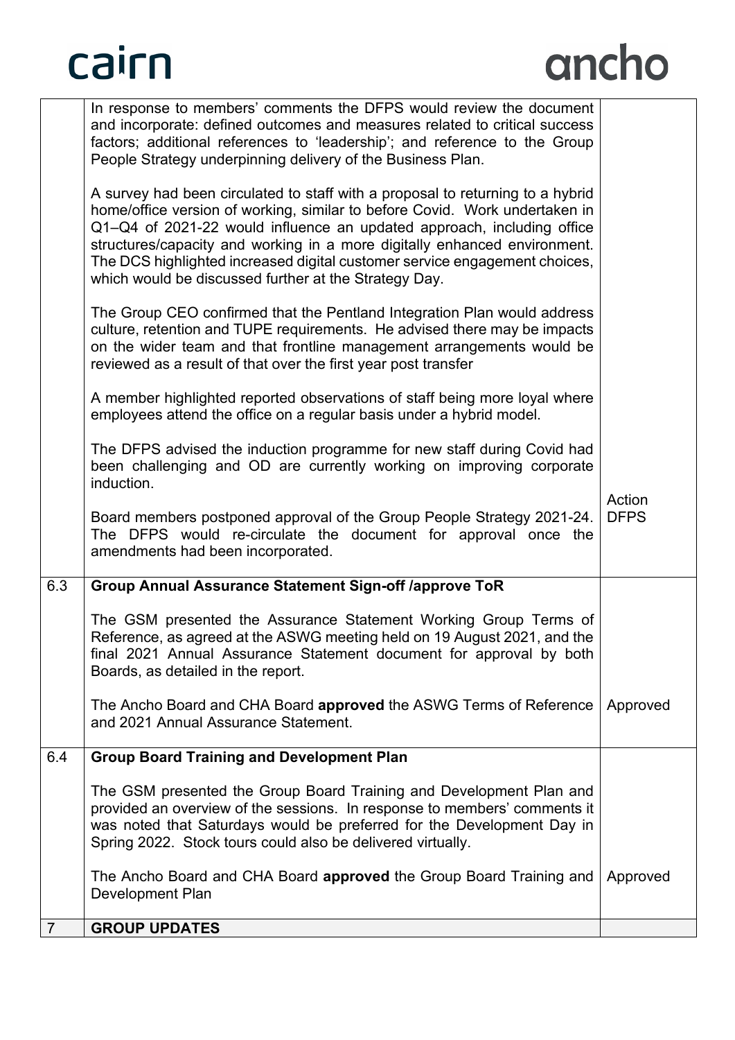| | | |
|---|---|---|
| | In response to members' comments the DFPS would review the document and incorporate: defined outcomes and measures related to critical success factors; additional references to 'leadership'; and reference to the Group People Strategy underpinning delivery of the Business Plan.<br><br>A survey had been circulated to staff with a proposal to returning to a hybrid home/office version of working, similar to before Covid. Work undertaken in Q1–Q4 of 2021-22 would influence an updated approach, including office structures/capacity and working in a more digitally enhanced environment. The DCS highlighted increased digital customer service engagement choices, which would be discussed further at the Strategy Day.<br><br>The Group CEO confirmed that the Pentland Integration Plan would address culture, retention and TUPE requirements. He advised there may be impacts on the wider team and that frontline management arrangements would be reviewed as a result of that over the first year post transfer<br><br>A member highlighted reported observations of staff being more loyal where employees attend the office on a regular basis under a hybrid model.<br><br>The DFPS advised the induction programme for new staff during Covid had been challenging and OD are currently working on improving corporate induction.<br><br>Board members postponed approval of the Group People Strategy 2021-24. The DFPS would re-circulate the document for approval once the amendments had been incorporated. | Action DFPS |
| 6.3 | **Group Annual Assurance Statement Sign-off /approve ToR**<br><br>The GSM presented the Assurance Statement Working Group Terms of Reference, as agreed at the ASWG meeting held on 19 August 2021, and the final 2021 Annual Assurance Statement document for approval by both Boards, as detailed in the report.<br><br>The Ancho Board and CHA Board **approved** the ASWG Terms of Reference and 2021 Annual Assurance Statement. | Approved |
| 6.4 | **Group Board Training and Development Plan**<br><br>The GSM presented the Group Board Training and Development Plan and provided an overview of the sessions. In response to members' comments it was noted that Saturdays would be preferred for the Development Day in Spring 2022. Stock tours could also be delivered virtually.<br><br>The Ancho Board and CHA Board **approved** the Group Board Training and Development Plan | Approved |
| 7 | **GROUP UPDATES** | |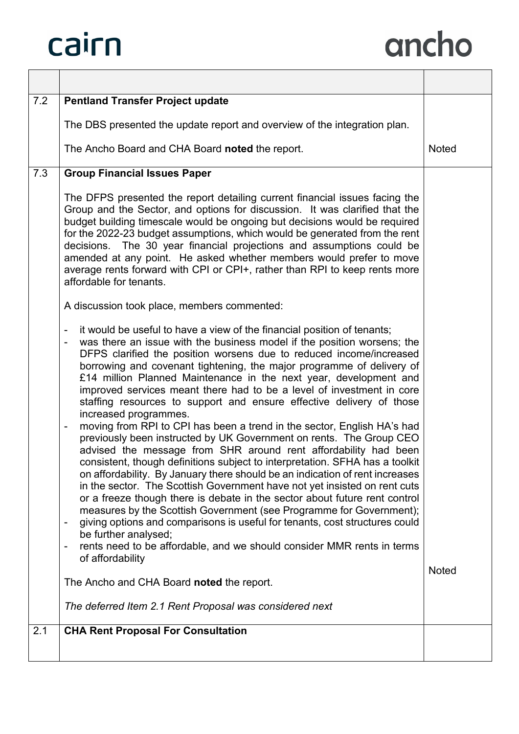| | | |
|---|---|---|
| 7.2 | **Pentland Transfer Project update**<br><br>The DBS presented the update report and overview of the integration plan.<br><br>The Ancho Board and CHA Board **noted** the report. | Noted |
| 7.3 | **Group Financial Issues Paper**<br><br>The DFPS presented the report detailing current financial issues facing the Group and the Sector, and options for discussion. It was clarified that the budget building timescale would be ongoing but decisions would be required for the 2022-23 budget assumptions, which would be generated from the rent decisions. The 30 year financial projections and assumptions could be amended at any point. He asked whether members would prefer to move average rents forward with CPI or CPI+, rather than RPI to keep rents more affordable for tenants.<br><br>A discussion took place, members commented:<br><br>- it would be useful to have a view of the financial position of tenants;<br>- was there an issue with the business model if the position worsens; the DFPS clarified the position worsens due to reduced income/increased borrowing and covenant tightening, the major programme of delivery of £14 million Planned Maintenance in the next year, development and improved services meant there had to be a level of investment in core staffing resources to support and ensure effective delivery of those increased programmes.<br>- moving from RPI to CPI has been a trend in the sector, English HA's had previously been instructed by UK Government on rents. The Group CEO advised the message from SHR around rent affordability had been consistent, though definitions subject to interpretation. SFHA has a toolkit on affordability. By January there should be an indication of rent increases in the sector. The Scottish Government have not yet insisted on rent cuts or a freeze though there is debate in the sector about future rent control measures by the Scottish Government (see Programme for Government);<br>- giving options and comparisons is useful for tenants, cost structures could be further analysed;<br>- rents need to be affordable, and we should consider MMR rents in terms of affordability<br><br>The Ancho and CHA Board **noted** the report.<br><br>*The deferred Item 2.1 Rent Proposal was considered next* | Noted |
| 2.1 | **CHA Rent Proposal For Consultation** | |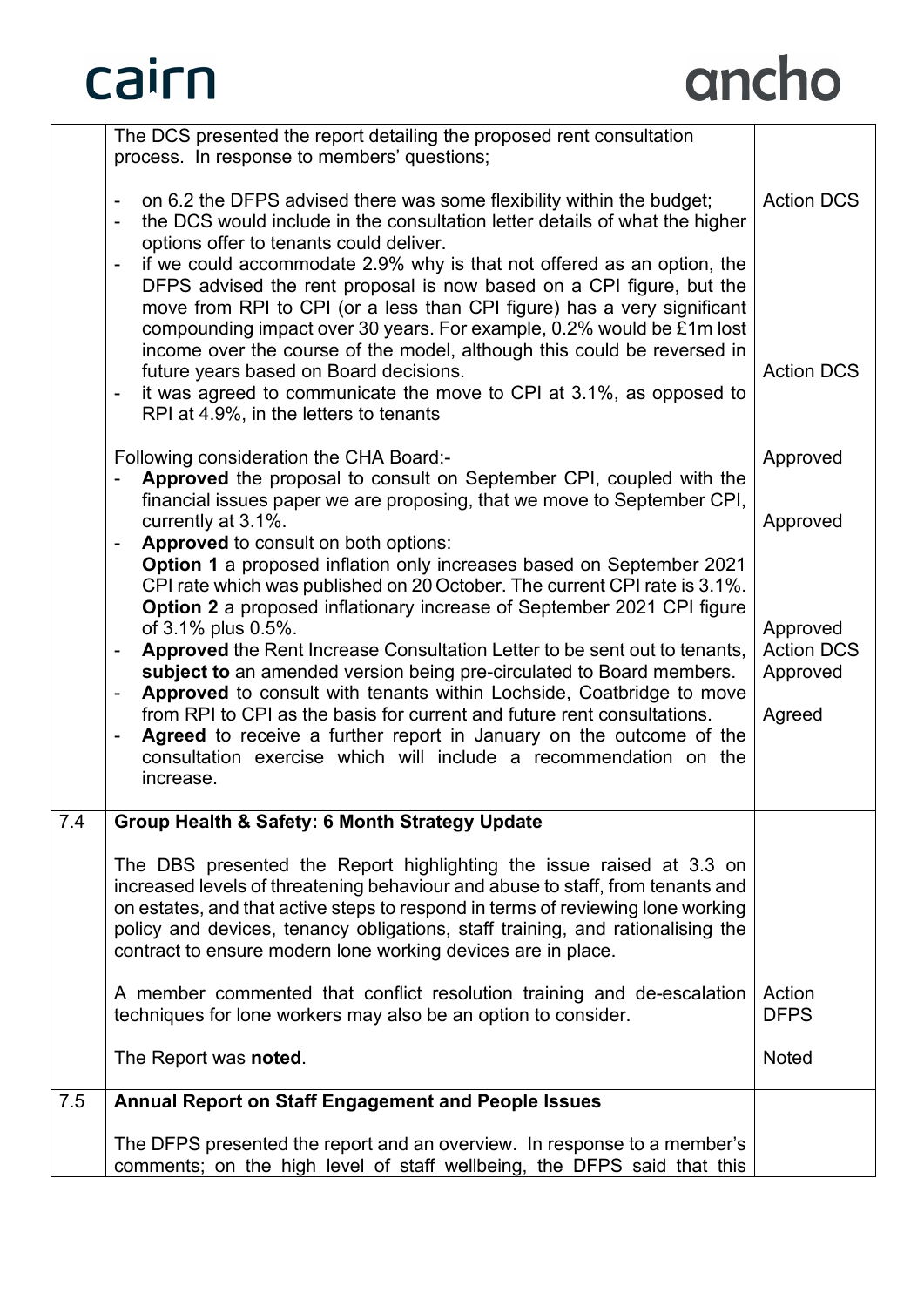| | | |
|---|---|---|
| | The DCS presented the report detailing the proposed rent consultation process. In response to members' questions;<br><br>- on 6.2 the DFPS advised there was some flexibility within the budget;<br>- the DCS would include in the consultation letter details of what the higher options offer to tenants could deliver.<br>- if we could accommodate 2.9% why is that not offered as an option, the DFPS advised the rent proposal is now based on a CPI figure, but the move from RPI to CPI (or a less than CPI figure) has a very significant compounding impact over 30 years. For example, 0.2% would be £1m lost income over the course of the model, although this could be reversed in future years based on Board decisions.<br>- it was agreed to communicate the move to CPI at 3.1%, as opposed to RPI at 4.9%, in the letters to tenants | Action DCS<br><br><br><br><br><br><br><br>Action DCS |
| | Following consideration the CHA Board:-<br>- **Approved** the proposal to consult on September CPI, coupled with the financial issues paper we are proposing, that we move to September CPI, currently at 3.1%.<br>- **Approved** to consult on both options:<br>**Option 1** a proposed inflation only increases based on September 2021 CPI rate which was published on 20 October. The current CPI rate is 3.1%.<br>**Option 2** a proposed inflationary increase of September 2021 CPI figure of 3.1% plus 0.5%.<br>- **Approved** the Rent Increase Consultation Letter to be sent out to tenants, **subject to** an amended version being pre-circulated to Board members.<br>- **Approved** to consult with tenants within Lochside, Coatbridge to move from RPI to CPI as the basis for current and future rent consultations.<br>- **Agreed** to receive a further report in January on the outcome of the consultation exercise which will include a recommendation on the increase. | Approved<br><br><br>Approved<br><br><br><br><br>Approved<br>Action DCS<br>Approved<br><br>Agreed |
| 7.4 | **Group Health & Safety: 6 Month Strategy Update** | |
| | The DBS presented the Report highlighting the issue raised at 3.3 on increased levels of threatening behaviour and abuse to staff, from tenants and on estates, and that active steps to respond in terms of reviewing lone working policy and devices, tenancy obligations, staff training, and rationalising the contract to ensure modern lone working devices are in place.<br><br>A member commented that conflict resolution training and de-escalation techniques for lone workers may also be an option to consider.<br><br>The Report was **noted**. | <br><br><br><br><br><br>Action DFPS<br><br>Noted |
| 7.5 | **Annual Report on Staff Engagement and People Issues** | |
| | The DFPS presented the report and an overview. In response to a member's comments; on the high level of staff wellbeing, the DFPS said that this | |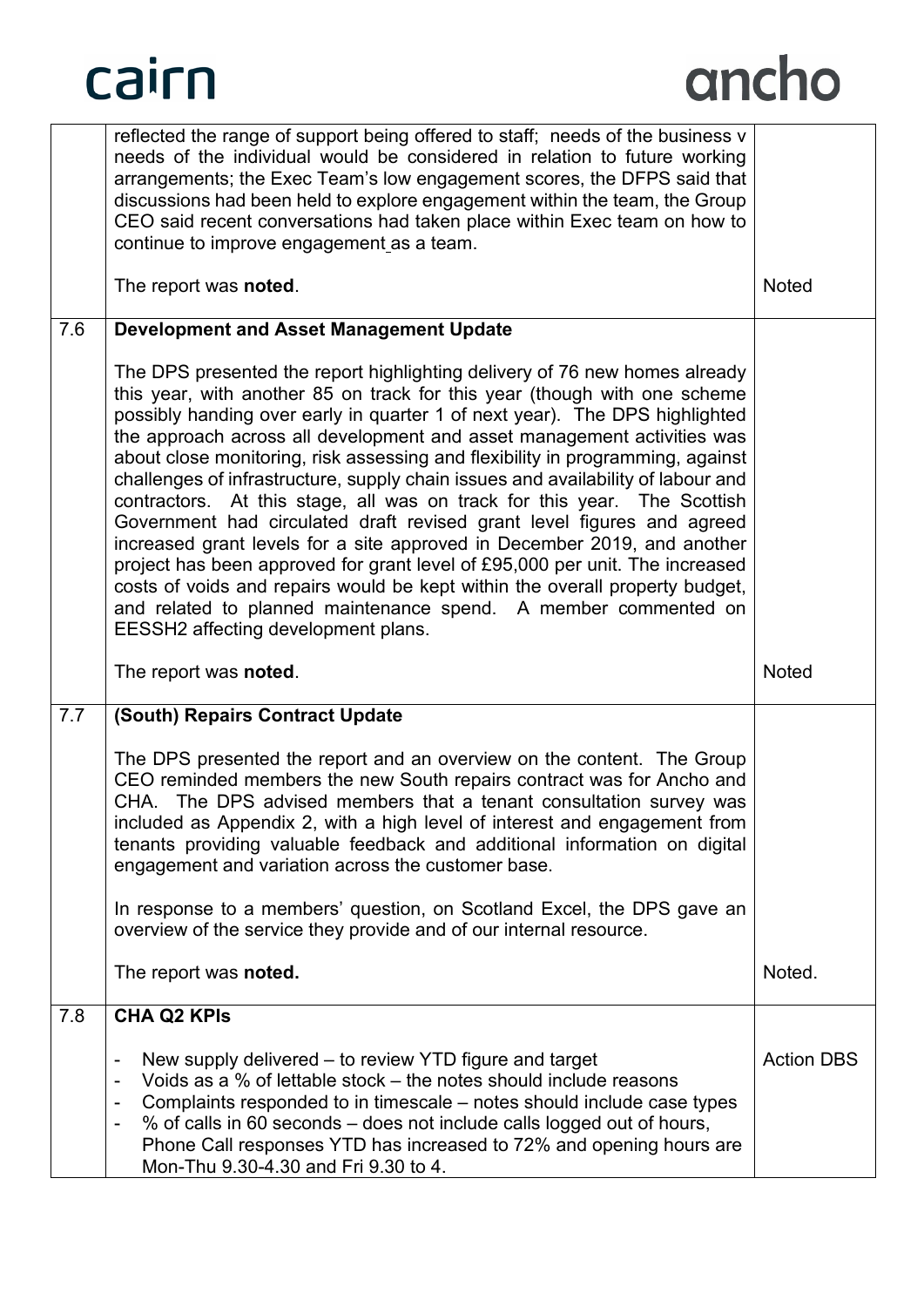| | | |
|---|---|---|
| | reflected the range of support being offered to staff; needs of the business v needs of the individual would be considered in relation to future working arrangements; the Exec Team's low engagement scores, the DFPS said that discussions had been held to explore engagement within the team, the Group CEO said recent conversations had taken place within Exec team on how to continue to improve engagement as a team.<br><br>The report was **noted**. | <br><br><br><br><br><br>Noted |
| 7.6 | **Development and Asset Management Update**<br><br>The DPS presented the report highlighting delivery of 76 new homes already this year, with another 85 on track for this year (though with one scheme possibly handing over early in quarter 1 of next year). The DPS highlighted the approach across all development and asset management activities was about close monitoring, risk assessing and flexibility in programming, against challenges of infrastructure, supply chain issues and availability of labour and contractors. At this stage, all was on track for this year. The Scottish Government had circulated draft revised grant level figures and agreed increased grant levels for a site approved in December 2019, and another project has been approved for grant level of £95,000 per unit. The increased costs of voids and repairs would be kept within the overall property budget, and related to planned maintenance spend. A member commented on EESSH2 affecting development plans.<br><br>The report was **noted**. | <br><br><br><br><br><br><br><br><br><br><br><br><br><br><br>Noted |
| 7.7 | **(South) Repairs Contract Update**<br><br>The DPS presented the report and an overview on the content. The Group CEO reminded members the new South repairs contract was for Ancho and CHA. The DPS advised members that a tenant consultation survey was included as Appendix 2, with a high level of interest and engagement from tenants providing valuable feedback and additional information on digital engagement and variation across the customer base.<br><br>In response to a members' question, on Scotland Excel, the DPS gave an overview of the service they provide and of our internal resource.<br><br>The report was **noted.** | <br><br><br><br><br><br><br><br><br><br><br>Noted. |
| 7.8 | **CHA Q2 KPIs**<br><br>- New supply delivered – to review YTD figure and target<br>- Voids as a % of lettable stock – the notes should include reasons<br>- Complaints responded to in timescale – notes should include case types<br>- % of calls in 60 seconds – does not include calls logged out of hours, Phone Call responses YTD has increased to 72% and opening hours are Mon-Thu 9.30-4.30 and Fri 9.30 to 4. | <br><br>Action DBS |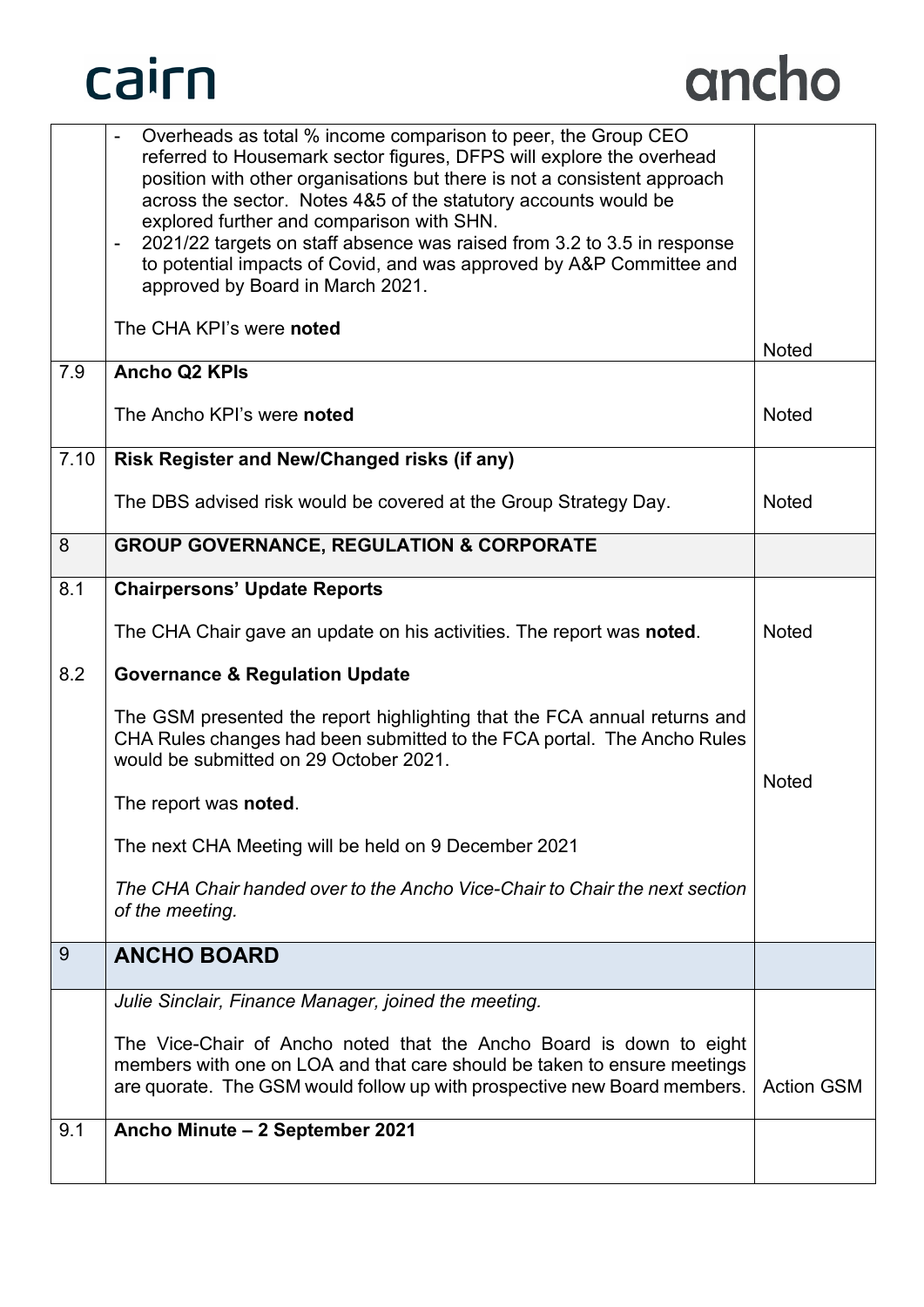| | | |
|---|---|---|
| | - Overheads as total % income comparison to peer, the Group CEO referred to Housemark sector figures, DFPS will explore the overhead position with other organisations but there is not a consistent approach across the sector. Notes 4&5 of the statutory accounts would be explored further and comparison with SHN.<br>- 2021/22 targets on staff absence was raised from 3.2 to 3.5 in response to potential impacts of Covid, and was approved by A&P Committee and approved by Board in March 2021.<br><br>The CHA KPI's were **noted** | Noted |
| 7.9 | **Ancho Q2 KPIs**<br><br>The Ancho KPI's were **noted** | Noted |
| 7.10 | **Risk Register and New/Changed risks (if any)**<br><br>The DBS advised risk would be covered at the Group Strategy Day. | Noted |
| 8 | **GROUP GOVERNANCE, REGULATION & CORPORATE** | |
| 8.1 | **Chairpersons' Update Reports**<br><br>The CHA Chair gave an update on his activities. The report was **noted**. | Noted |
| 8.2 | **Governance & Regulation Update**<br><br>The GSM presented the report highlighting that the FCA annual returns and CHA Rules changes had been submitted to the FCA portal. The Ancho Rules would be submitted on 29 October 2021.<br><br>The report was **noted**.<br><br>The next CHA Meeting will be held on 9 December 2021<br><br>*The CHA Chair handed over to the Ancho Vice-Chair to Chair the next section of the meeting.* | Noted |
| 9 | **ANCHO BOARD** | |
| | *Julie Sinclair, Finance Manager, joined the meeting.*<br><br>The Vice-Chair of Ancho noted that the Ancho Board is down to eight members with one on LOA and that care should be taken to ensure meetings are quorate. The GSM would follow up with prospective new Board members. | Action GSM |
| 9.1 | **Ancho Minute – 2 September 2021** | |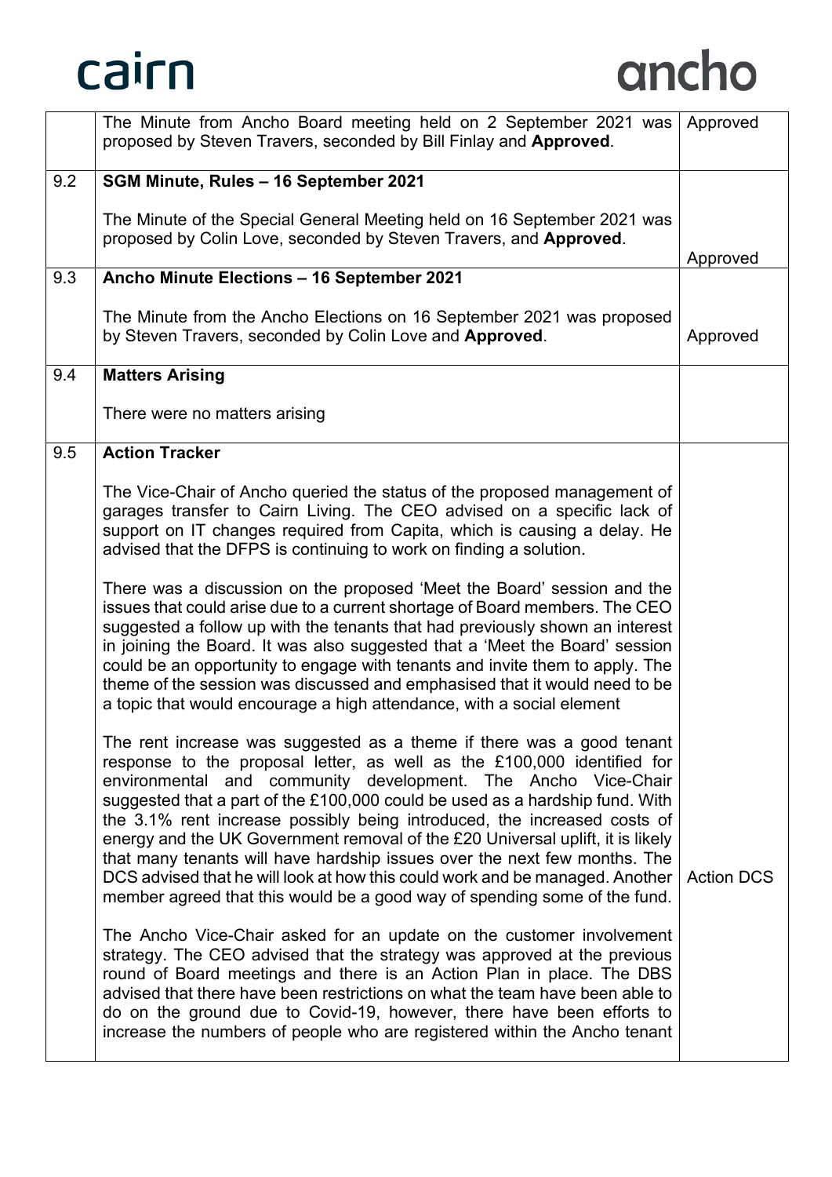| | | |
|---|---|---|
| | The Minute from Ancho Board meeting held on 2 September 2021 was proposed by Steven Travers, seconded by Bill Finlay and **Approved**. | Approved |
| 9.2 | **SGM Minute, Rules – 16 September 2021**<br><br>The Minute of the Special General Meeting held on 16 September 2021 was proposed by Colin Love, seconded by Steven Travers, and **Approved**. | Approved |
| 9.3 | **Ancho Minute Elections – 16 September 2021**<br><br>The Minute from the Ancho Elections on 16 September 2021 was proposed by Steven Travers, seconded by Colin Love and **Approved**. | Approved |
| 9.4 | **Matters Arising**<br><br>There were no matters arising | |
| 9.5 | **Action Tracker**<br><br>The Vice-Chair of Ancho queried the status of the proposed management of garages transfer to Cairn Living. The CEO advised on a specific lack of support on IT changes required from Capita, which is causing a delay. He advised that the DFPS is continuing to work on finding a solution.<br><br>There was a discussion on the proposed 'Meet the Board' session and the issues that could arise due to a current shortage of Board members. The CEO suggested a follow up with the tenants that had previously shown an interest in joining the Board. It was also suggested that a 'Meet the Board' session could be an opportunity to engage with tenants and invite them to apply. The theme of the session was discussed and emphasised that it would need to be a topic that would encourage a high attendance, with a social element<br><br>The rent increase was suggested as a theme if there was a good tenant response to the proposal letter, as well as the £100,000 identified for environmental and community development. The Ancho Vice-Chair suggested that a part of the £100,000 could be used as a hardship fund. With the 3.1% rent increase possibly being introduced, the increased costs of energy and the UK Government removal of the £20 Universal uplift, it is likely that many tenants will have hardship issues over the next few months. The DCS advised that he will look at how this could work and be managed. Another member agreed that this would be a good way of spending some of the fund.<br><br>The Ancho Vice-Chair asked for an update on the customer involvement strategy. The CEO advised that the strategy was approved at the previous round of Board meetings and there is an Action Plan in place. The DBS advised that there have been restrictions on what the team have been able to do on the ground due to Covid-19, however, there have been efforts to increase the numbers of people who are registered within the Ancho tenant | Action DCS |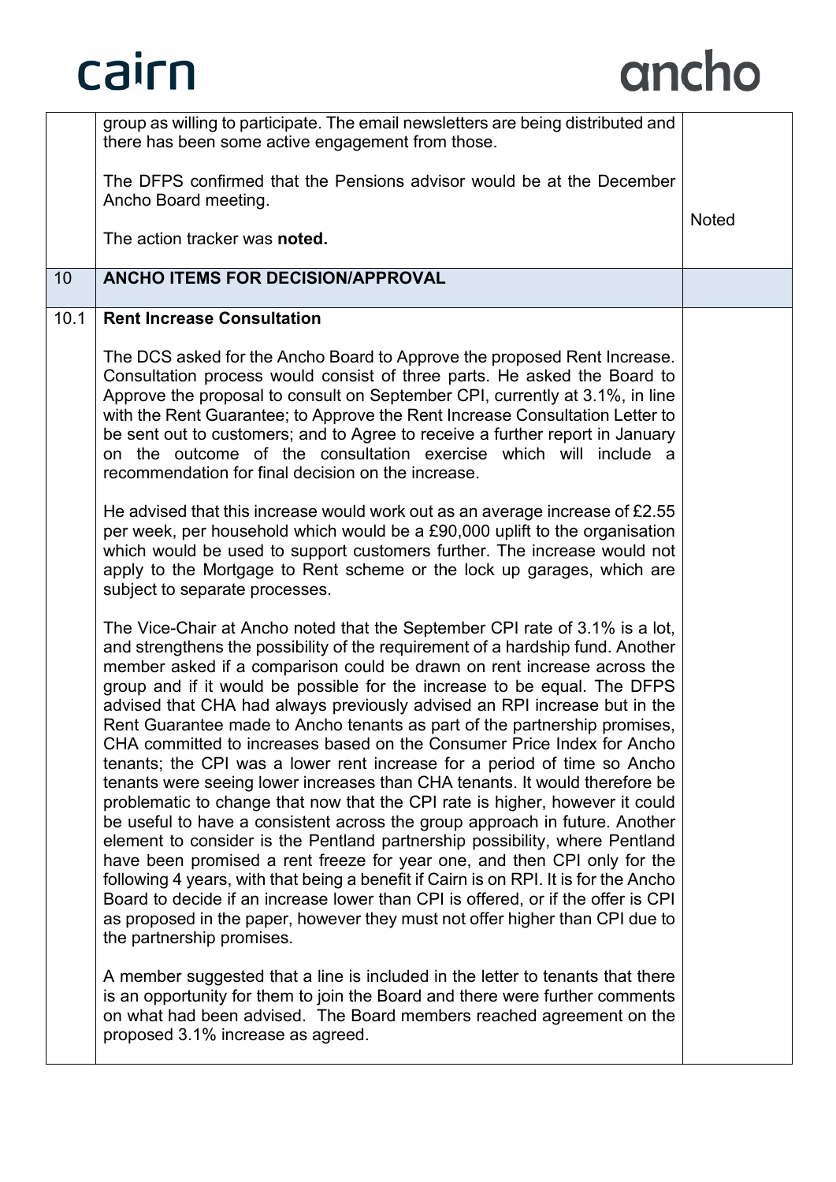| | | |
|---|---|---|
| | group as willing to participate. The email newsletters are being distributed and there has been some active engagement from those.<br><br>The DFPS confirmed that the Pensions advisor would be at the December Ancho Board meeting.<br><br>The action tracker was **noted.** | Noted |
| 10 | **ANCHO ITEMS FOR DECISION/APPROVAL** | |
| 10.1 | **Rent Increase Consultation**<br><br>The DCS asked for the Ancho Board to Approve the proposed Rent Increase. Consultation process would consist of three parts. He asked the Board to Approve the proposal to consult on September CPI, currently at 3.1%, in line with the Rent Guarantee; to Approve the Rent Increase Consultation Letter to be sent out to customers; and to Agree to receive a further report in January on the outcome of the consultation exercise which will include a recommendation for final decision on the increase.<br><br>He advised that this increase would work out as an average increase of £2.55 per week, per household which would be a £90,000 uplift to the organisation which would be used to support customers further. The increase would not apply to the Mortgage to Rent scheme or the lock up garages, which are subject to separate processes.<br><br>The Vice-Chair at Ancho noted that the September CPI rate of 3.1% is a lot, and strengthens the possibility of the requirement of a hardship fund. Another member asked if a comparison could be drawn on rent increase across the group and if it would be possible for the increase to be equal. The DFPS advised that CHA had always previously advised an RPI increase but in the Rent Guarantee made to Ancho tenants as part of the partnership promises, CHA committed to increases based on the Consumer Price Index for Ancho tenants; the CPI was a lower rent increase for a period of time so Ancho tenants were seeing lower increases than CHA tenants. It would therefore be problematic to change that now that the CPI rate is higher, however it could be useful to have a consistent across the group approach in future. Another element to consider is the Pentland partnership possibility, where Pentland have been promised a rent freeze for year one, and then CPI only for the following 4 years, with that being a benefit if Cairn is on RPI. It is for the Ancho Board to decide if an increase lower than CPI is offered, or if the offer is CPI as proposed in the paper, however they must not offer higher than CPI due to the partnership promises.<br><br>A member suggested that a line is included in the letter to tenants that there is an opportunity for them to join the Board and there were further comments on what had been advised. The Board members reached agreement on the proposed 3.1% increase as agreed. | |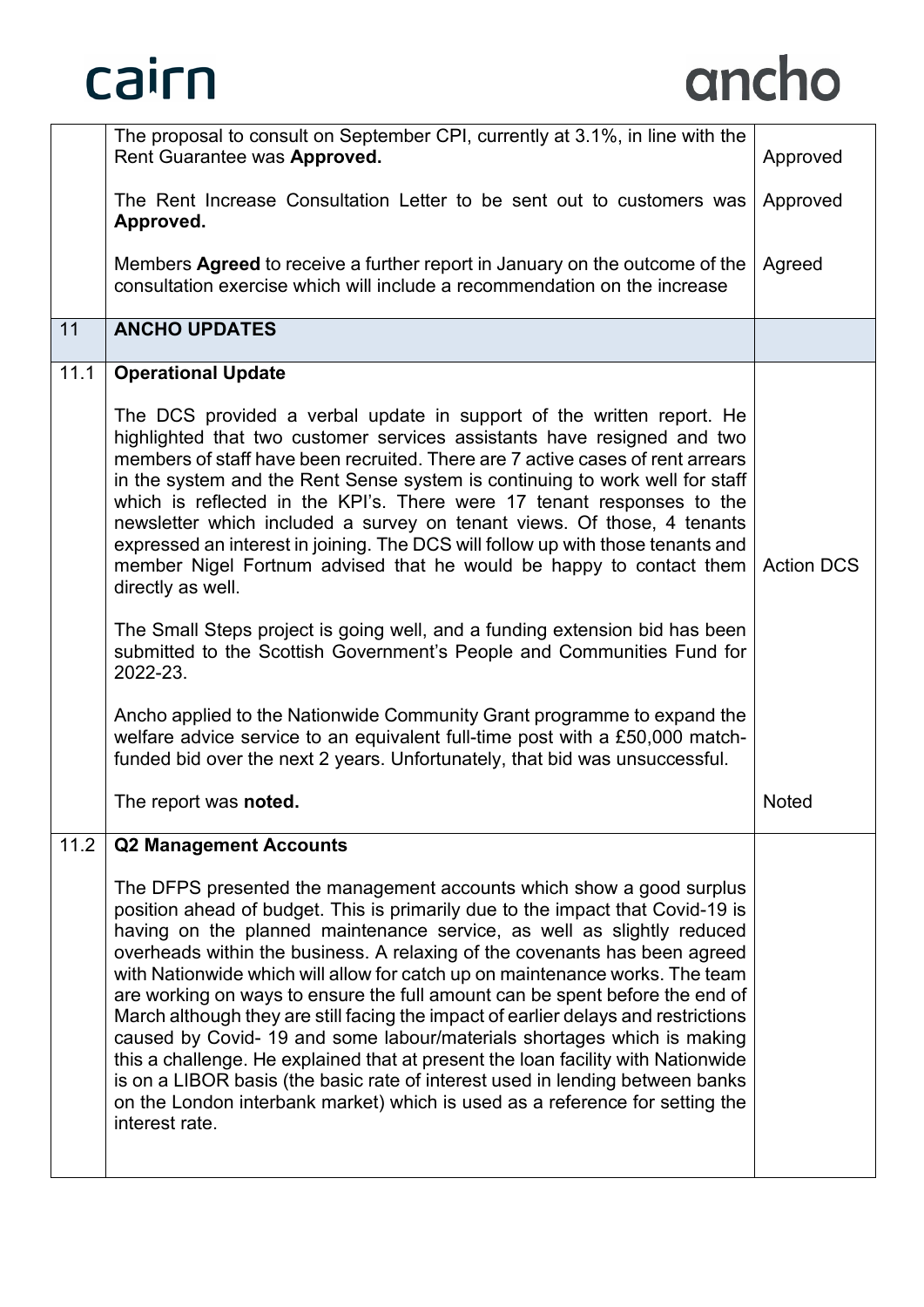| | | |
|---|---|---|
| | The proposal to consult on September CPI, currently at 3.1%, in line with the Rent Guarantee was **Approved.**<br><br>The Rent Increase Consultation Letter to be sent out to customers was **Approved.**<br><br>Members **Agreed** to receive a further report in January on the outcome of the consultation exercise which will include a recommendation on the increase | Approved<br><br>Approved<br><br>Agreed |
| 11 | **ANCHO UPDATES** | |
| 11.1 | **Operational Update**<br><br>The DCS provided a verbal update in support of the written report. He highlighted that two customer services assistants have resigned and two members of staff have been recruited. There are 7 active cases of rent arrears in the system and the Rent Sense system is continuing to work well for staff which is reflected in the KPI's. There were 17 tenant responses to the newsletter which included a survey on tenant views. Of those, 4 tenants expressed an interest in joining. The DCS will follow up with those tenants and member Nigel Fortnum advised that he would be happy to contact them directly as well.<br><br>The Small Steps project is going well, and a funding extension bid has been submitted to the Scottish Government's People and Communities Fund for 2022-23.<br><br>Ancho applied to the Nationwide Community Grant programme to expand the welfare advice service to an equivalent full-time post with a £50,000 match-funded bid over the next 2 years. Unfortunately, that bid was unsuccessful.<br><br>The report was **noted.** | Action DCS<br><br>Noted |
| 11.2 | **Q2 Management Accounts**<br><br>The DFPS presented the management accounts which show a good surplus position ahead of budget. This is primarily due to the impact that Covid-19 is having on the planned maintenance service, as well as slightly reduced overheads within the business. A relaxing of the covenants has been agreed with Nationwide which will allow for catch up on maintenance works. The team are working on ways to ensure the full amount can be spent before the end of March although they are still facing the impact of earlier delays and restrictions caused by Covid- 19 and some labour/materials shortages which is making this a challenge. He explained that at present the loan facility with Nationwide is on a LIBOR basis (the basic rate of interest used in lending between banks on the London interbank market) which is used as a reference for setting the interest rate. | |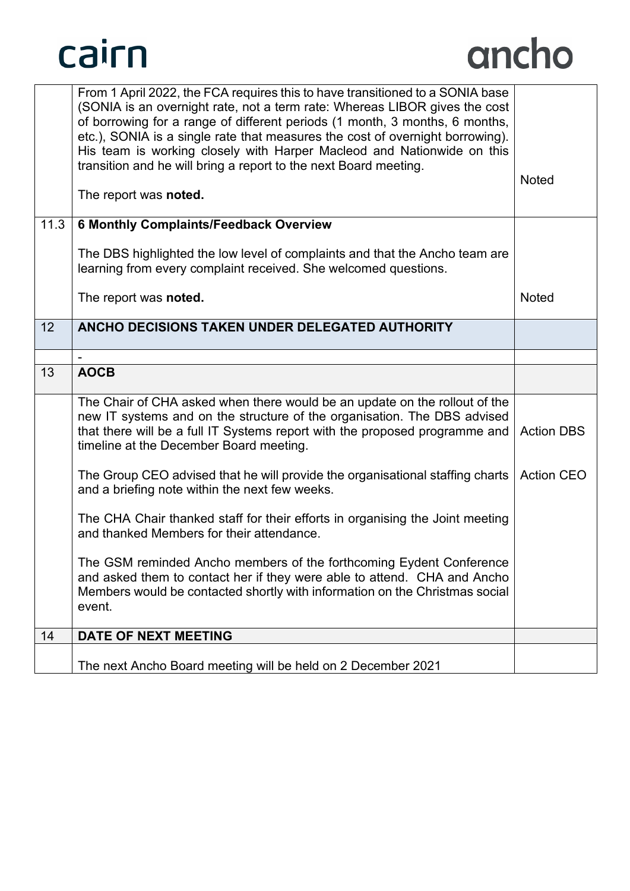| | | |
|---|---|---|
| | From 1 April 2022, the FCA requires this to have transitioned to a SONIA base (SONIA is an overnight rate, not a term rate: Whereas LIBOR gives the cost of borrowing for a range of different periods (1 month, 3 months, 6 months, etc.), SONIA is a single rate that measures the cost of overnight borrowing). His team is working closely with Harper Macleod and Nationwide on this transition and he will bring a report to the next Board meeting.<br><br>The report was **noted.** | Noted |
| 11.3 | **6 Monthly Complaints/Feedback Overview**<br><br>The DBS highlighted the low level of complaints and that the Ancho team are learning from every complaint received. She welcomed questions.<br><br>The report was **noted.** | Noted |
| 12 | **ANCHO DECISIONS TAKEN UNDER DELEGATED AUTHORITY** | |
| | - | |
| 13 | **AOCB** | |
| | The Chair of CHA asked when there would be an update on the rollout of the new IT systems and on the structure of the organisation. The DBS advised that there will be a full IT Systems report with the proposed programme and timeline at the December Board meeting. | Action DBS |
| | The Group CEO advised that he will provide the organisational staffing charts and a briefing note within the next few weeks. | Action CEO |
| | The CHA Chair thanked staff for their efforts in organising the Joint meeting and thanked Members for their attendance.<br><br>The GSM reminded Ancho members of the forthcoming Eydent Conference and asked them to contact her if they were able to attend. CHA and Ancho Members would be contacted shortly with information on the Christmas social event. | |
| 14 | **DATE OF NEXT MEETING** | |
| | The next Ancho Board meeting will be held on 2 December 2021 | |